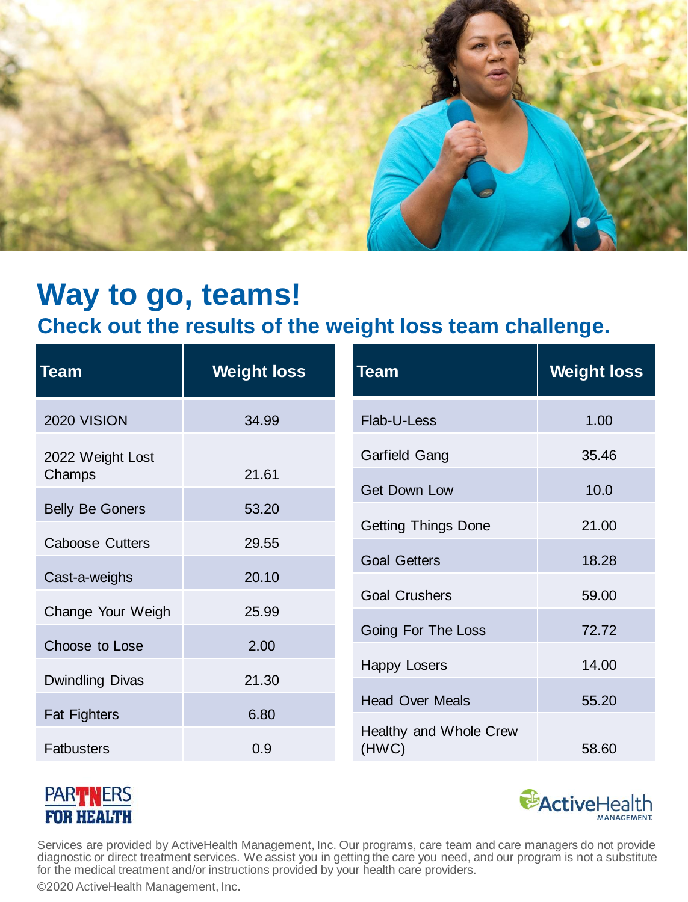# Way to go, teams!

## Check out the results of the weight loss team challenge.

| Team | Weight loss |
|---|---|
| 2020 VISION | 34.99 |
| 2022 Weight Lost Champs | 21.61 |
| Belly Be Goners | 53.20 |
| Caboose Cutters | 29.55 |
| Cast-a-weighs | 20.10 |
| Change Your Weigh | 25.99 |
| Choose to Lose | 2.00 |
| Dwindling Divas | 21.30 |
| Fat Fighters | 6.80 |
| Fatbusters | 0.9 |
| Flab-U-Less | 1.00 |
| Garfield Gang | 35.46 |
| Get Down Low | 10.0 |
| Getting Things Done | 21.00 |
| Goal Getters | 18.28 |
| Goal Crushers | 59.00 |
| Going For The Loss | 72.72 |
| Happy Losers | 14.00 |
| Head Over Meals | 55.20 |
| Healthy and Whole Crew (HWC) | 58.60 |

PARTNERS FOR HEALTH

ActiveHealth MANAGEMENT.

Services are provided by ActiveHealth Management, Inc. Our programs, care team and care managers do not provide diagnostic or direct treatment services. We assist you in getting the care you need, and our program is not a substitute for the medical treatment and/or instructions provided by your health care providers.

©2020 ActiveHealth Management, Inc.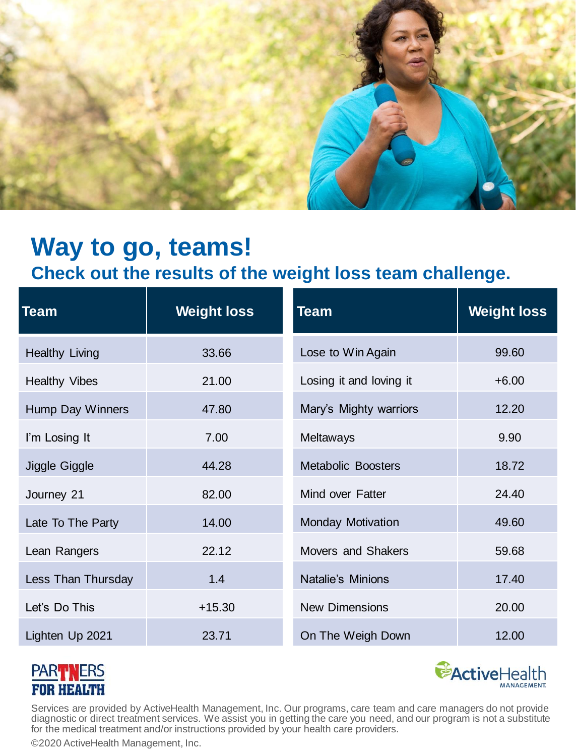# Way to go, teams!

## Check out the results of the weight loss team challenge.

| Team | Weight loss |
| --- | --- |
| Healthy Living | 33.66 |
| Healthy Vibes | 21.00 |
| Hump Day Winners | 47.80 |
| I'm Losing It | 7.00 |
| Jiggle Giggle | 44.28 |
| Journey 21 | 82.00 |
| Late To The Party | 14.00 |
| Lean Rangers | 22.12 |
| Less Than Thursday | 1.4 |
| Let's Do This | +15.30 |
| Lighten Up 2021 | 23.71 |
| Lose to Win Again | 99.60 |
| Losing it and loving it | +6.00 |
| Mary's Mighty warriors | 12.20 |
| Meltaways | 9.90 |
| Metabolic Boosters | 18.72 |
| Mind over Fatter | 24.40 |
| Monday Motivation | 49.60 |
| Movers and Shakers | 59.68 |
| Natalie's Minions | 17.40 |
| New Dimensions | 20.00 |
| On The Weigh Down | 12.00 |

PARTNERS FOR HEALTH

ActiveHealth MANAGEMENT

Services are provided by ActiveHealth Management, Inc. Our programs, care team and care managers do not provide diagnostic or direct treatment services. We assist you in getting the care you need, and our program is not a substitute for the medical treatment and/or instructions provided by your health care providers.

©2020 ActiveHealth Management, Inc.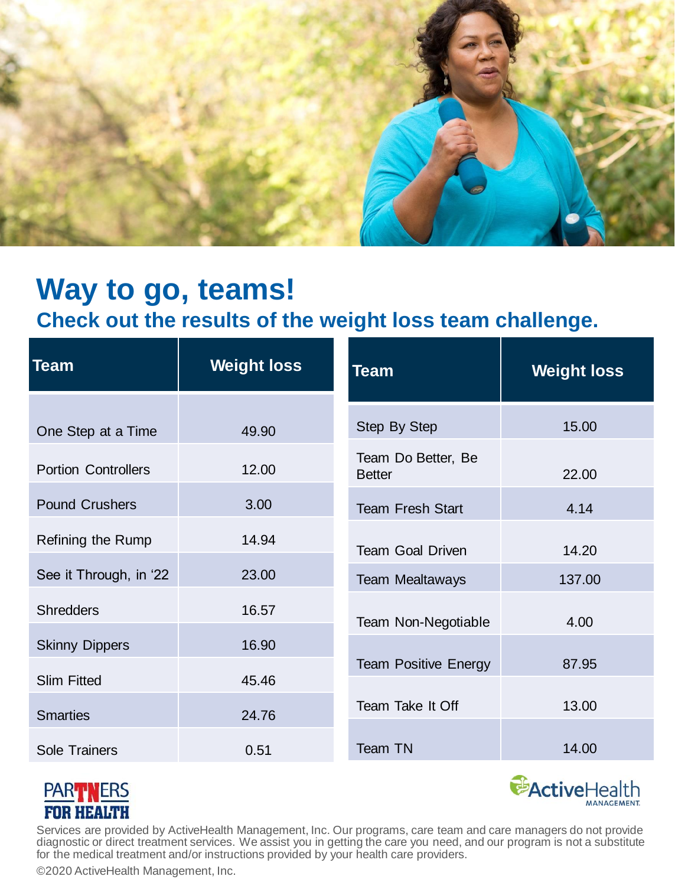# Way to go, teams!

## Check out the results of the weight loss team challenge.

| Team | Weight loss |
|---|---|
| One Step at a Time | 49.90 |
| Portion Controllers | 12.00 |
| Pound Crushers | 3.00 |
| Refining the Rump | 14.94 |
| See it Through, in '22 | 23.00 |
| Shredders | 16.57 |
| Skinny Dippers | 16.90 |
| Slim Fitted | 45.46 |
| Smarties | 24.76 |
| Sole Trainers | 0.51 |
| Step By Step | 15.00 |
| Team Do Better, Be Better | 22.00 |
| Team Fresh Start | 4.14 |
| Team Goal Driven | 14.20 |
| Team Mealtaways | 137.00 |
| Team Non-Negotiable | 4.00 |
| Team Positive Energy | 87.95 |
| Team Take It Off | 13.00 |
| Team TN | 14.00 |

PARTNERS FOR HEALTH

ActiveHealth MANAGEMENT

Services are provided by ActiveHealth Management, Inc. Our programs, care team and care managers do not provide diagnostic or direct treatment services. We assist you in getting the care you need, and our program is not a substitute for the medical treatment and/or instructions provided by your health care providers.

©2020 ActiveHealth Management, Inc.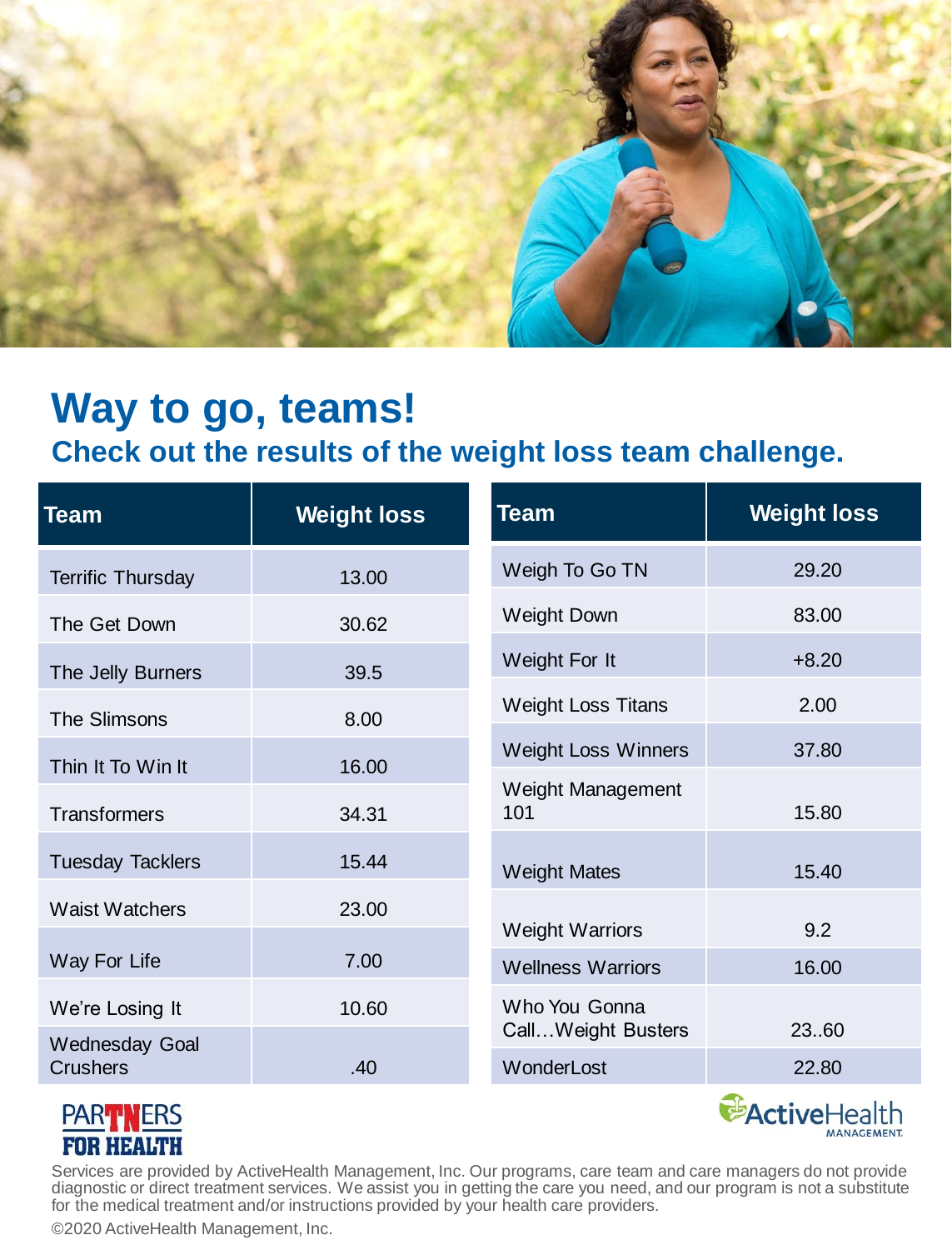# Way to go, teams!

## Check out the results of the weight loss team challenge.

| Team | Weight loss |
|---|---|
| Terrific Thursday | 13.00 |
| The Get Down | 30.62 |
| The Jelly Burners | 39.5 |
| The Slimsons | 8.00 |
| Thin It To Win It | 16.00 |
| Transformers | 34.31 |
| Tuesday Tacklers | 15.44 |
| Waist Watchers | 23.00 |
| Way For Life | 7.00 |
| We're Losing It | 10.60 |
| Wednesday Goal Crushers | .40 |

| Team | Weight loss |
|---|---|
| Weigh To Go TN | 29.20 |
| Weight Down | 83.00 |
| Weight For It | +8.20 |
| Weight Loss Titans | 2.00 |
| Weight Loss Winners | 37.80 |
| Weight Management 101 | 15.80 |
| Weight Mates | 15.40 |
| Weight Warriors | 9.2 |
| Wellness Warriors | 16.00 |
| Who You Gonna Call…Weight Busters | 23..60 |
| WonderLost | 22.80 |

PARTNERS FOR HEALTH

ActiveHealth MANAGEMENT.

Services are provided by ActiveHealth Management, Inc. Our programs, care team and care managers do not provide diagnostic or direct treatment services. We assist you in getting the care you need, and our program is not a substitute for the medical treatment and/or instructions provided by your health care providers.

©2020 ActiveHealth Management, Inc.